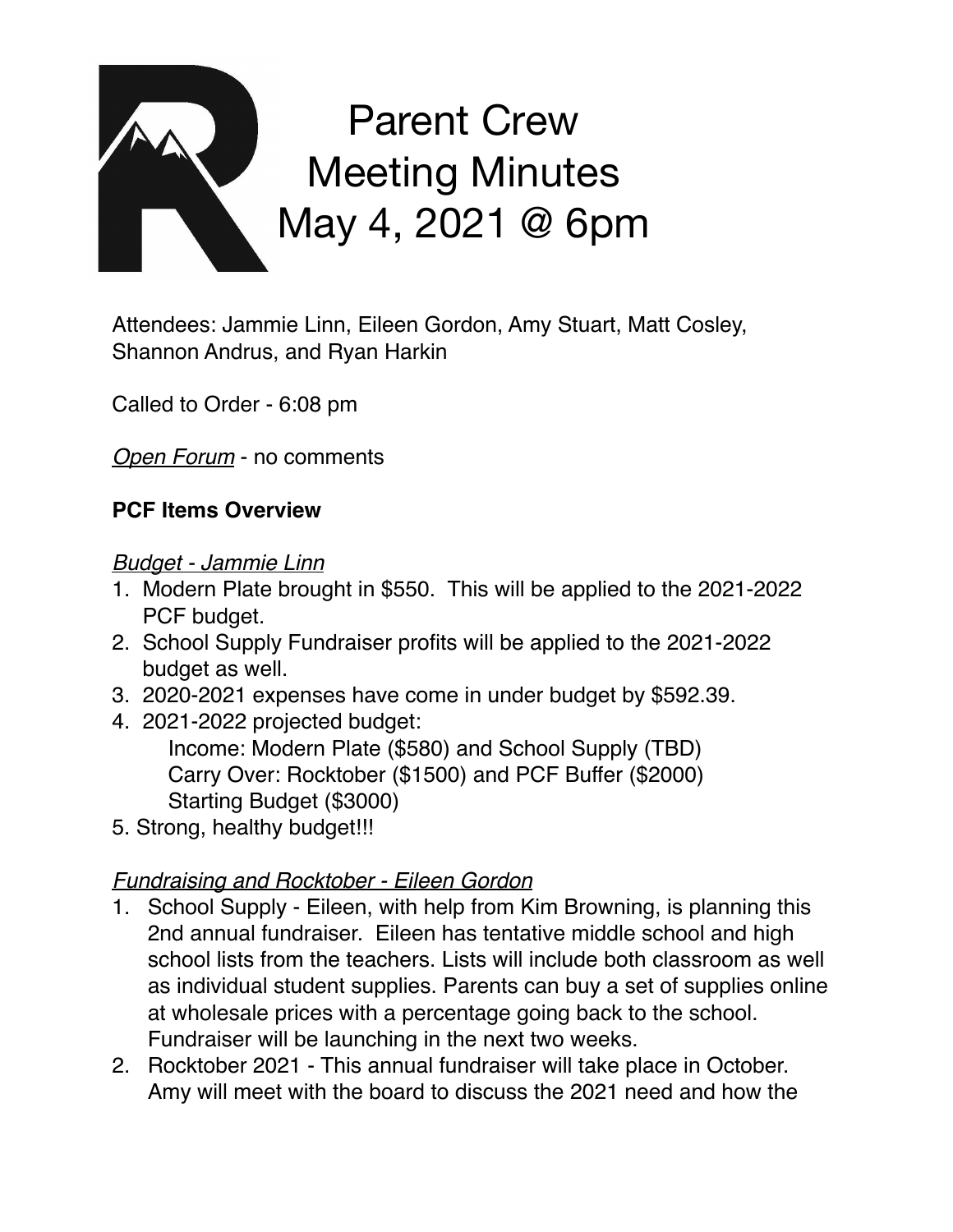# Parent Crew Meeting Minutes May 4, 2021 @ 6pm

Attendees: Jammie Linn, Eileen Gordon, Amy Stuart, Matt Cosley, Shannon Andrus, and Ryan Harkin

Called to Order - 6:08 pm

*Open Forum* - no comments

**PCF Items Overview**

*Budget - Jammie Linn*

1. Modern Plate brought in $550. This will be applied to the 2021-2022 PCF budget.
2. School Supply Fundraiser profits will be applied to the 2021-2022 budget as well.
3. 2020-2021 expenses have come in under budget by $592.39.
4. 2021-2022 projected budget:
   Income: Modern Plate ($580) and School Supply (TBD)
   Carry Over: Rocktober ($1500) and PCF Buffer ($2000)
   Starting Budget ($3000)
5. Strong, healthy budget!!!

*Fundraising and Rocktober - Eileen Gordon*

1. School Supply - Eileen, with help from Kim Browning, is planning this 2nd annual fundraiser. Eileen has tentative middle school and high school lists from the teachers. Lists will include both classroom as well as individual student supplies. Parents can buy a set of supplies online at wholesale prices with a percentage going back to the school. Fundraiser will be launching in the next two weeks.
2. Rocktober 2021 - This annual fundraiser will take place in October. Amy will meet with the board to discuss the 2021 need and how the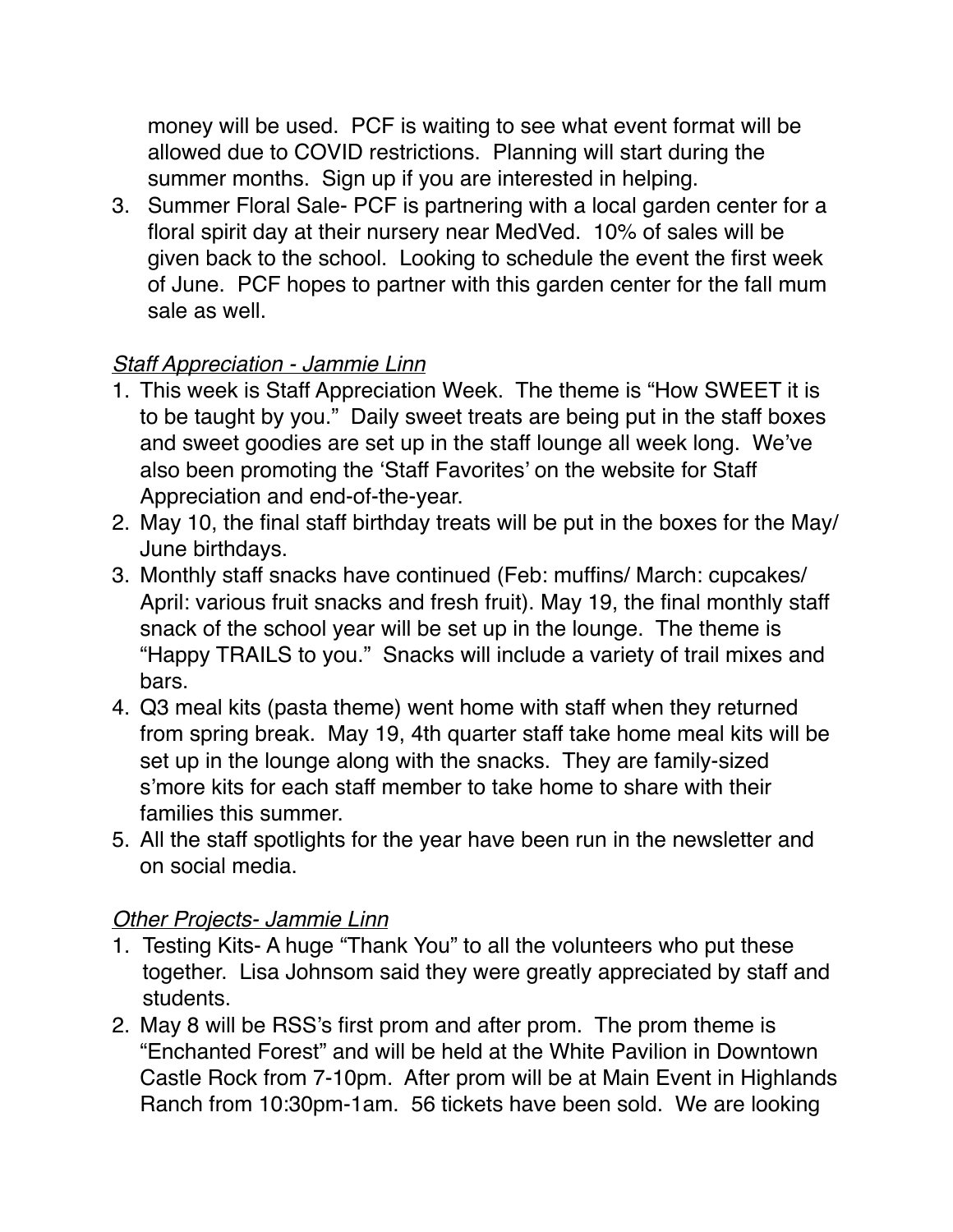money will be used. PCF is waiting to see what event format will be allowed due to COVID restrictions. Planning will start during the summer months. Sign up if you are interested in helping.

3. Summer Floral Sale- PCF is partnering with a local garden center for a floral spirit day at their nursery near MedVed. 10% of sales will be given back to the school. Looking to schedule the event the first week of June. PCF hopes to partner with this garden center for the fall mum sale as well.

*Staff Appreciation - Jammie Linn*

1. This week is Staff Appreciation Week. The theme is "How SWEET it is to be taught by you." Daily sweet treats are being put in the staff boxes and sweet goodies are set up in the staff lounge all week long. We've also been promoting the 'Staff Favorites' on the website for Staff Appreciation and end-of-the-year.
2. May 10, the final staff birthday treats will be put in the boxes for the May/ June birthdays.
3. Monthly staff snacks have continued (Feb: muffins/ March: cupcakes/ April: various fruit snacks and fresh fruit). May 19, the final monthly staff snack of the school year will be set up in the lounge. The theme is "Happy TRAILS to you." Snacks will include a variety of trail mixes and bars.
4. Q3 meal kits (pasta theme) went home with staff when they returned from spring break. May 19, 4th quarter staff take home meal kits will be set up in the lounge along with the snacks. They are family-sized s'more kits for each staff member to take home to share with their families this summer.
5. All the staff spotlights for the year have been run in the newsletter and on social media.

*Other Projects- Jammie Linn*

1. Testing Kits- A huge "Thank You" to all the volunteers who put these together. Lisa Johnsom said they were greatly appreciated by staff and students.
2. May 8 will be RSS's first prom and after prom. The prom theme is "Enchanted Forest" and will be held at the White Pavilion in Downtown Castle Rock from 7-10pm. After prom will be at Main Event in Highlands Ranch from 10:30pm-1am. 56 tickets have been sold. We are looking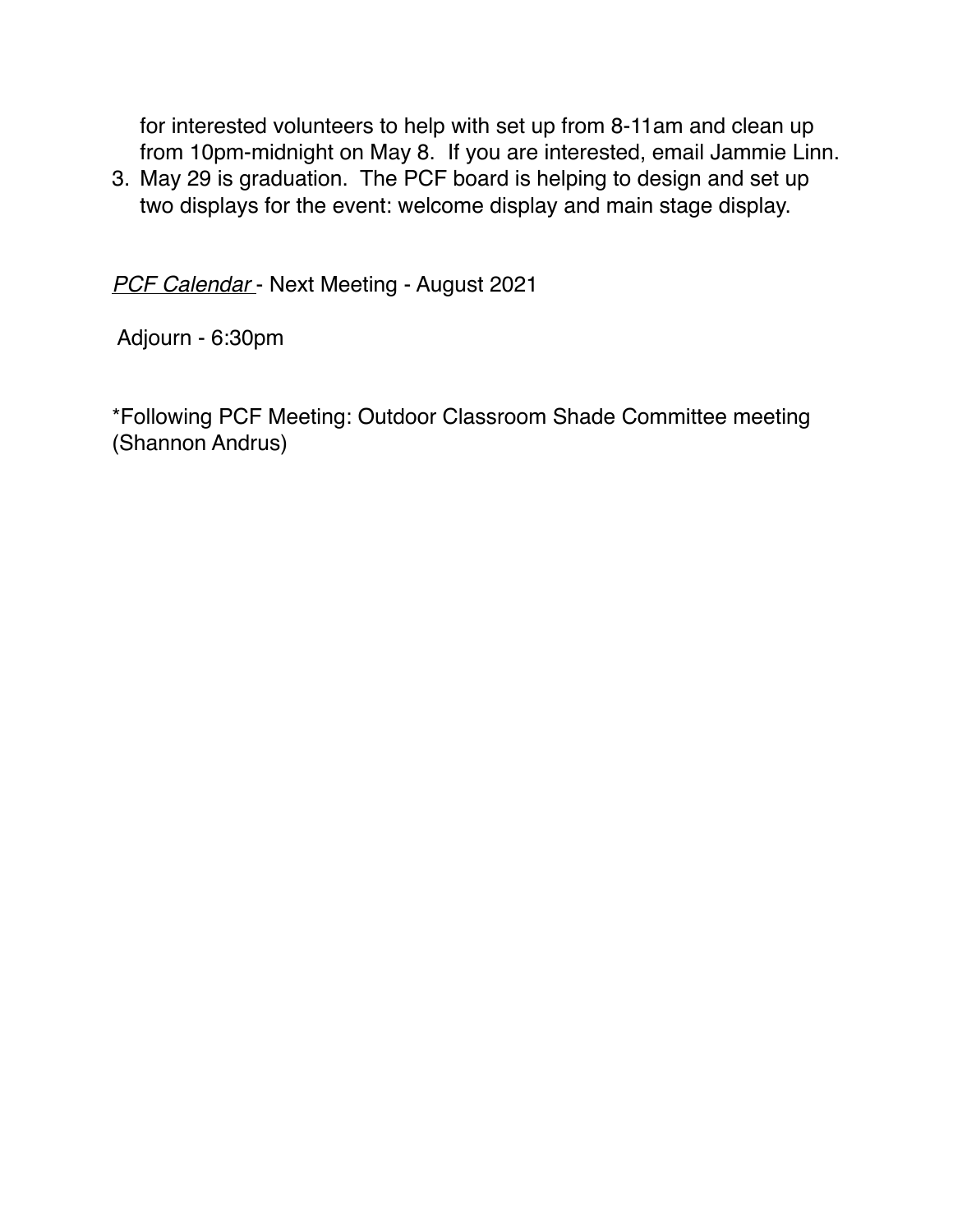for interested volunteers to help with set up from 8-11am and clean up from 10pm-midnight on May 8. If you are interested, email Jammie Linn.

3. May 29 is graduation. The PCF board is helping to design and set up two displays for the event: welcome display and main stage display.

*PCF Calendar* - Next Meeting - August 2021

Adjourn - 6:30pm

*Following PCF Meeting: Outdoor Classroom Shade Committee meeting (Shannon Andrus)